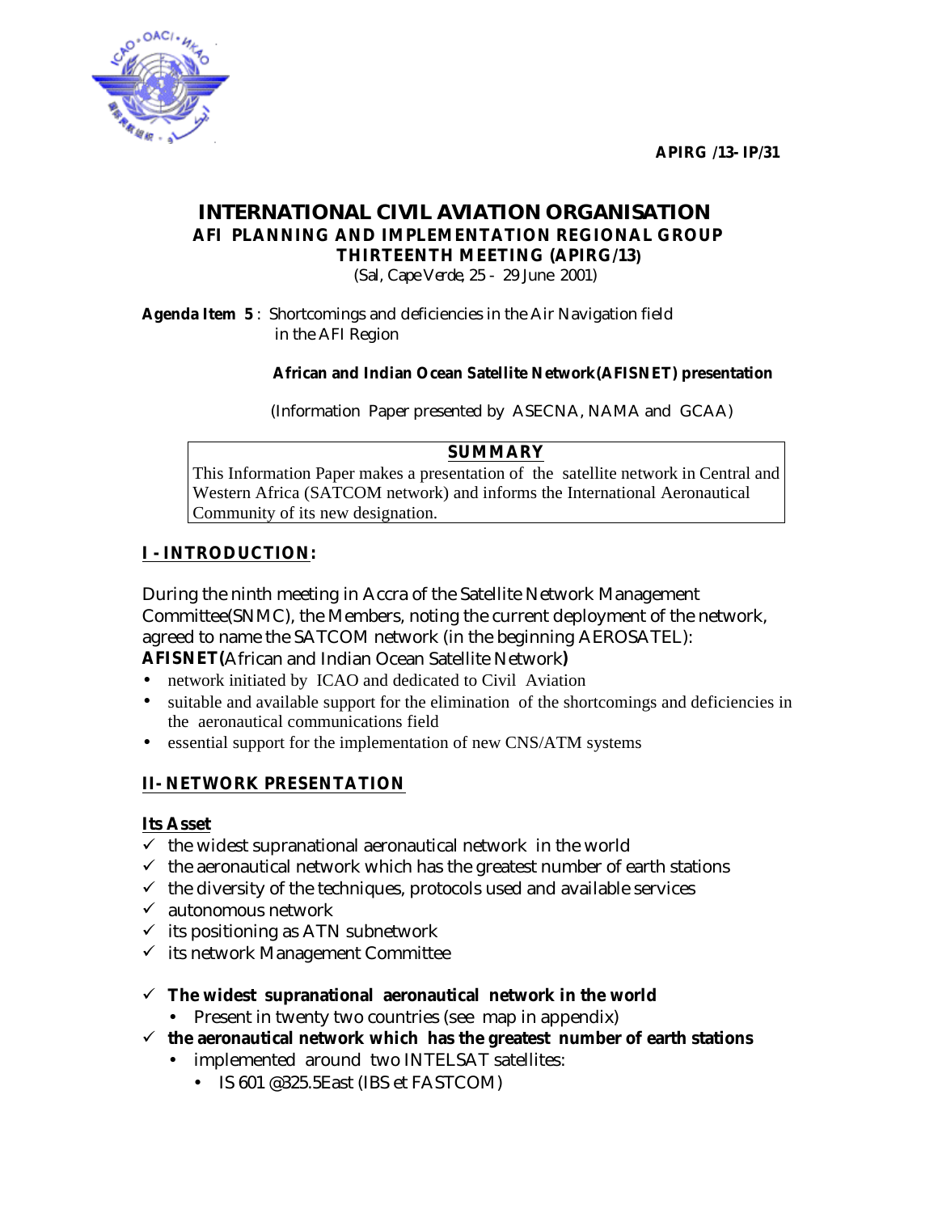APIRG /13- IP/31

# INTERNATIONAL CIVIL AVIATION ORGANISATION
## AFI PLANNING AND IMPLEMENTATION REGIONAL GROUP
## THIRTEENTH MEETING (APIRG/13)

(Sal, Cape Verde, 25 - 29 June 2001)

**Agenda Item 5** : Shortcomings and deficiencies in the Air Navigation field in the AFI Region

**African and Indian Ocean Satellite Network (AFISNET) presentation**

(Information Paper presented by ASECNA, NAMA and GCAA)

**SUMMARY**

This Information Paper makes a presentation of the satellite network in Central and Western Africa (SATCOM network) and informs the International Aeronautical Community of its new designation.

## I - INTRODUCTION:

During the ninth meeting in Accra of the Satellite Network Management Committee(SNMC), the Members, noting the current deployment of the network, agreed to name the SATCOM network (in the beginning AEROSATEL): **AFISNET(**African and Indian Ocean Satellite Network**)**

- network initiated by ICAO and dedicated to Civil Aviation
- suitable and available support for the elimination of the shortcomings and deficiencies in the aeronautical communications field
- essential support for the implementation of new CNS/ATM systems

## II- NETWORK PRESENTATION

**Its Asset**

- ✓ the widest supranational aeronautical network in the world
- ✓ the aeronautical network which has the greatest number of earth stations
- ✓ the diversity of the techniques, protocols used and available services
- ✓ autonomous network
- ✓ its positioning as ATN subnetwork
- ✓ its network Management Committee

- ✓ **The widest supranational aeronautical network in the world**
  - Present in twenty two countries (see map in appendix)
- ✓ **the aeronautical network which has the greatest number of earth stations**
  - implemented around two INTELSAT satellites:
    - IS 601 @325.5East (IBS et FASTCOM)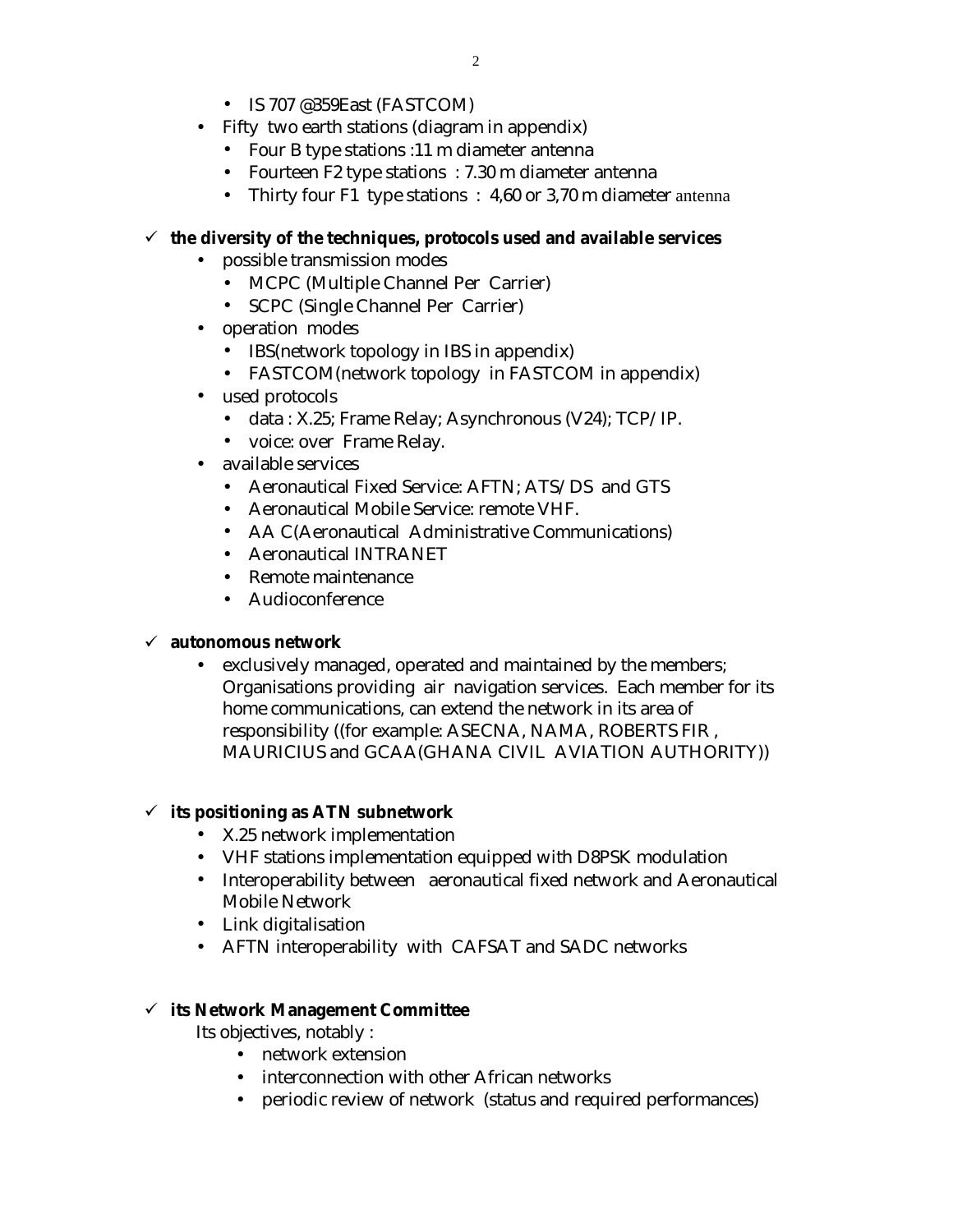- IS 707 @359East (FASTCOM)
- Fifty two earth stations (diagram in appendix)
  - Four B type stations :11 m diameter antenna
  - Fourteen F2 type stations : 7.30 m diameter antenna
  - Thirty four F1 type stations : 4,60 or 3,70 m diameter antenna

✓ **the diversity of the techniques, protocols used and available services**

- possible transmission modes
  - MCPC (Multiple Channel Per Carrier)
  - SCPC (Single Channel Per Carrier)
- operation modes
  - IBS(network topology in IBS in appendix)
  - FASTCOM(network topology in FASTCOM in appendix)
- used protocols
  - data : X.25; Frame Relay; Asynchronous (V24); TCP/IP.
  - voice: over Frame Relay.
- available services
  - Aeronautical Fixed Service: AFTN; ATS/DS and GTS
  - Aeronautical Mobile Service: remote VHF.
  - AA C(Aeronautical Administrative Communications)
  - Aeronautical INTRANET
  - Remote maintenance
  - Audioconference

✓ **autonomous network**

- exclusively managed, operated and maintained by the members; Organisations providing air navigation services. Each member for its home communications, can extend the network in its area of responsibility ((for example: ASECNA, NAMA, ROBERTS FIR , MAURICIUS and GCAA(GHANA CIVIL AVIATION AUTHORITY))

✓ **its positioning as ATN subnetwork**

- X.25 network implementation
- VHF stations implementation equipped with D8PSK modulation
- Interoperability between aeronautical fixed network and Aeronautical Mobile Network
- Link digitalisation
- AFTN interoperability with CAFSAT and SADC networks

✓ **its Network Management Committee**

Its objectives, notably :

- network extension
- interconnection with other African networks
- periodic review of network (status and required performances)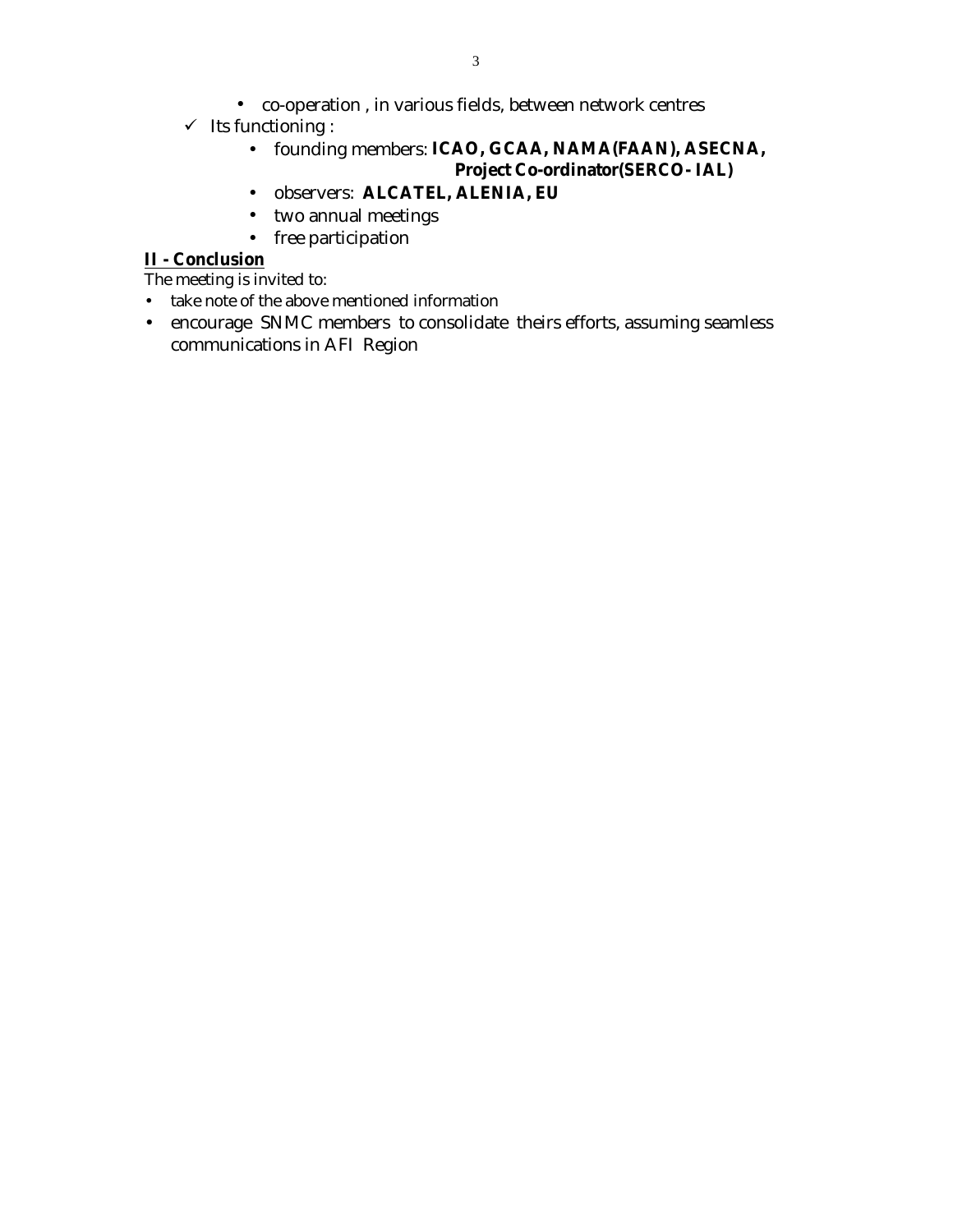- co-operation , in various fields, between network centres
- ✓ Its functioning :
  - founding members: **ICAO, GCAA, NAMA(FAAN), ASECNA, Project Co-ordinator(SERCO- IAL)**
  - observers: **ALCATEL, ALENIA, EU**
  - two annual meetings
  - free participation

**II - Conclusion**

The meeting is invited to:

- take note of the above mentioned information
- encourage SNMC members to consolidate theirs efforts, assuming seamless communications in AFI Region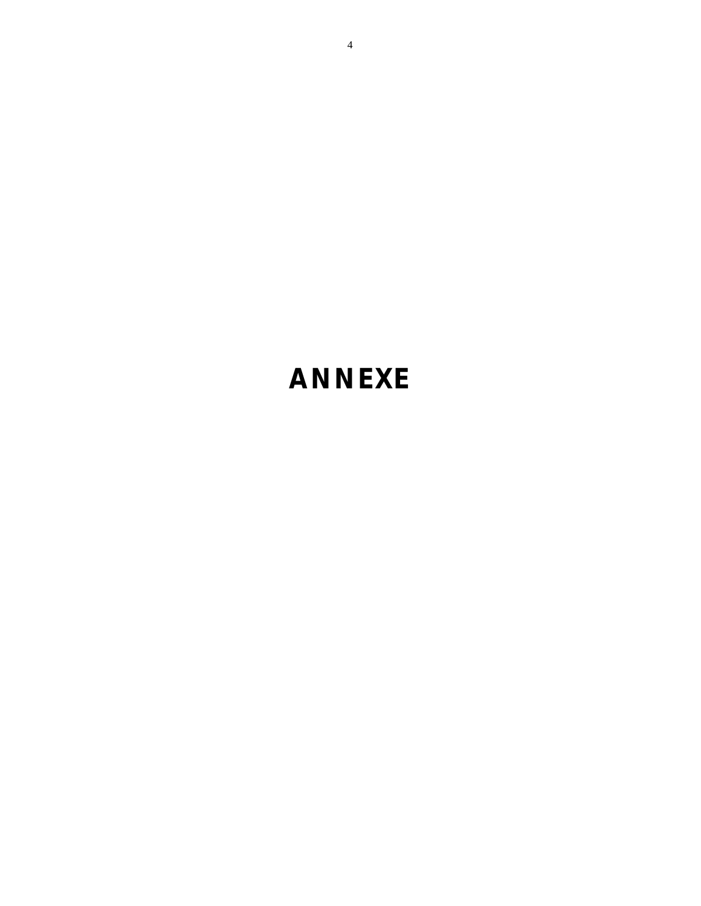# ANNEXE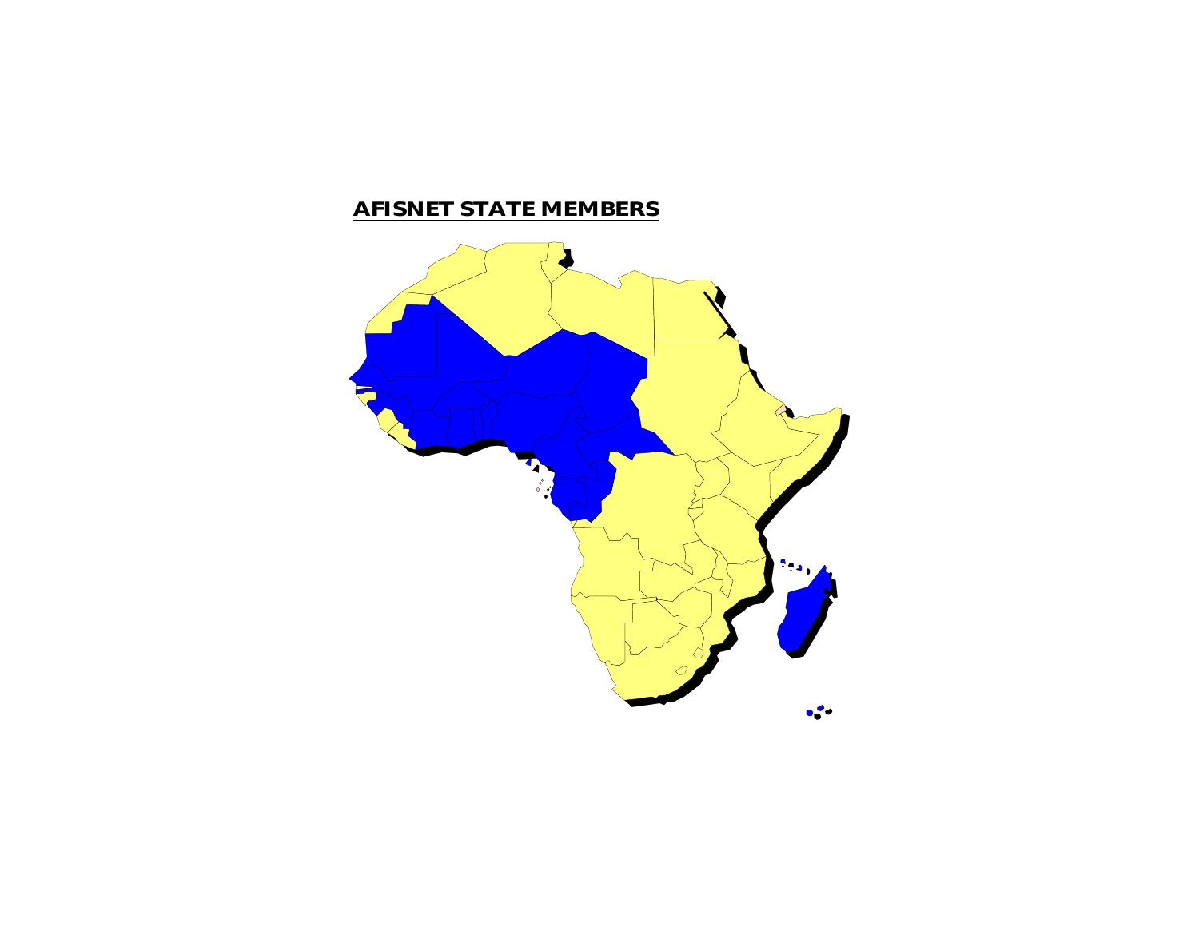## AFISNET STATE MEMBERS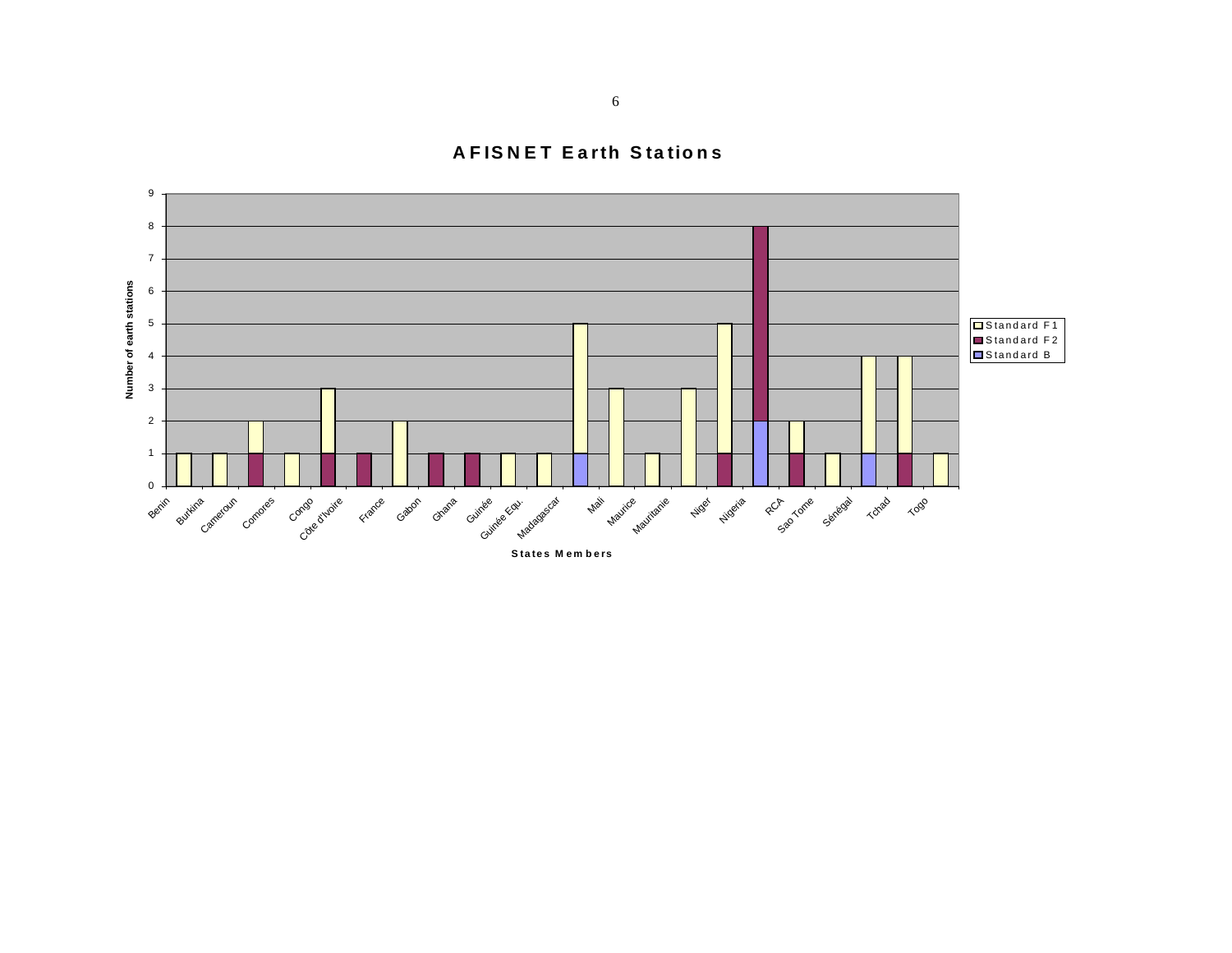# AFISNET Earth Stations

Number of earth stations

9
8
7
6
5
4
3
2
1
0

Benin, Burkina, Cameroun, Comores, Congo, Côte d'Ivoire, France, Gabon, Ghana, Guinée, Guinée Equ., Madagascar, Mali, Maurice, Mauritanie, Niger, Nigeria, RCA, Sao Tome, Sénégal, Tchad, Togo

States Members

- Standard F1
- Standard F2
- Standard B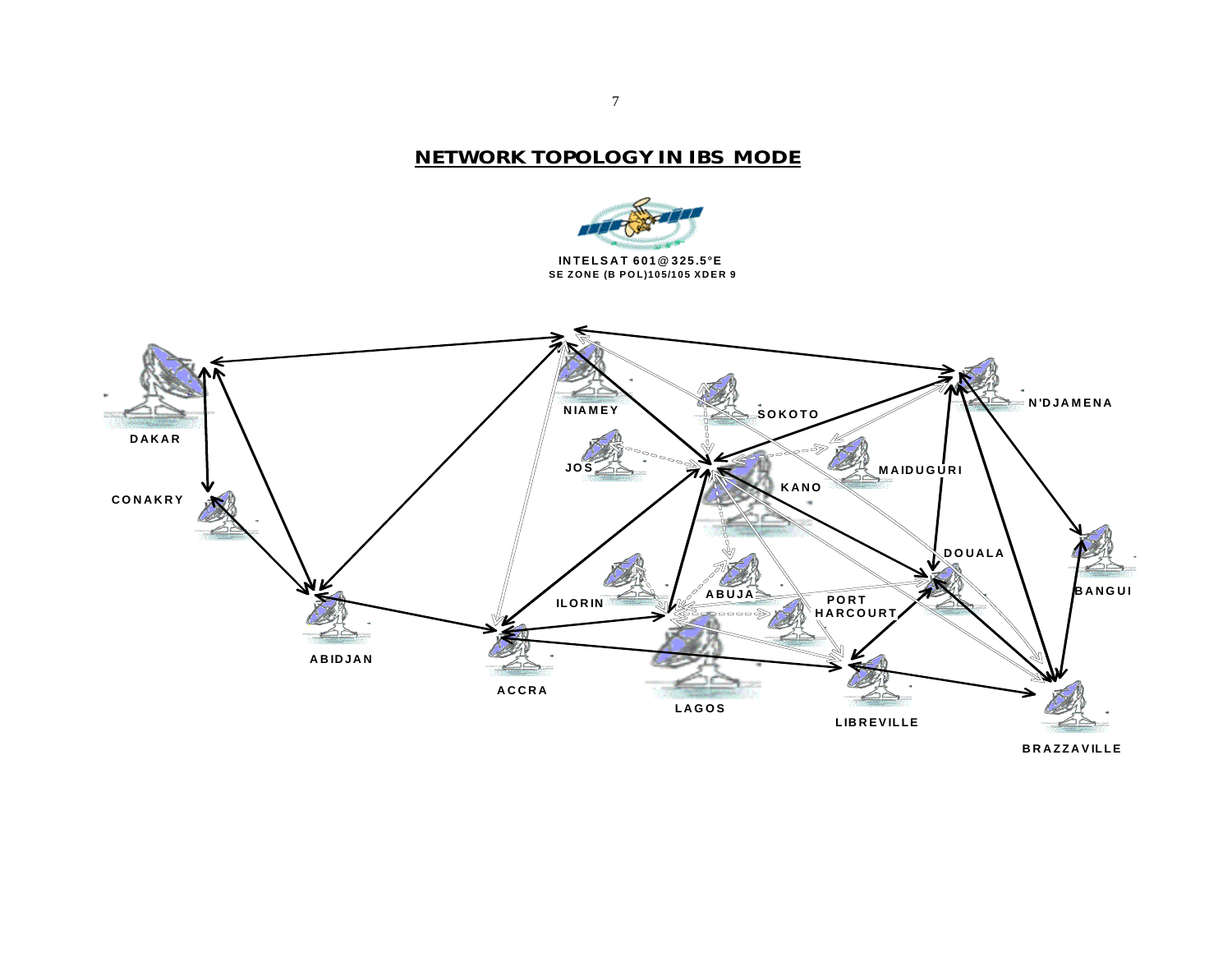# NETWORK TOPOLOGY IN IBS MODE

INTELSAT 601@325.5°E
SE ZONE (B POL)105/105 XDER 9

DAKAR

CONAKRY

ABIDJAN

ACCRA

NIAMEY

JOS

SOKOTO

KANO

MAIDUGURI

ILORIN

ABUJA

PORT HARCOURT

LAGOS

LIBREVILLE

N'DJAMENA

DOUALA

BANGUI

BRAZZAVILLE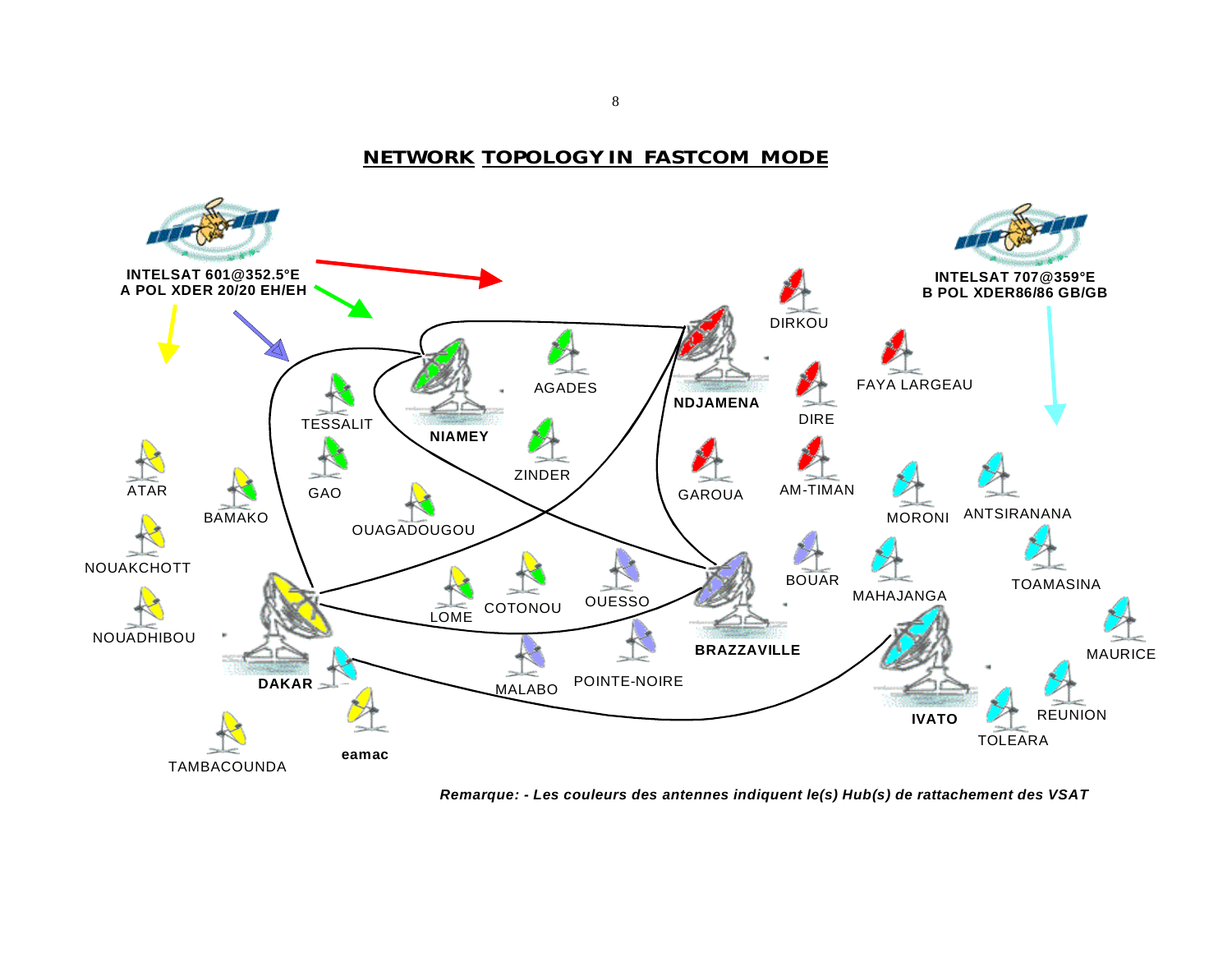## NETWORK TOPOLOGY IN FASTCOM MODE

INTELSAT 601@352.5°E
A POL XDER 20/20 EH/EH

INTELSAT 707@359°E
B POL XDER86/86 GB/GB

ATAR, NOUAKCHOTT, NOUADHIBOU, BAMAKO, TESSALIT, GAO, OUAGADOUGOU, AGADES, ZINDER, **NIAMEY**, **NDJAMENA**, DIRKOU, DIRE, FAYA LARGEAU, GAROUA, AM-TIMAN, BOUAR, **BRAZZAVILLE**, OUESSO, POINTE-NOIRE, MALABO, COTONOU, LOME, **DAKAR**, TAMBACOUNDA, **eamac**, MORONI, ANTSIRANANA, MAHAJANGA, TOAMASINA, MAURICE, REUNION, TOLEARA, **IVATO**

***Remarque: - Les couleurs des antennes indiquent le(s) Hub(s) de rattachement des VSAT***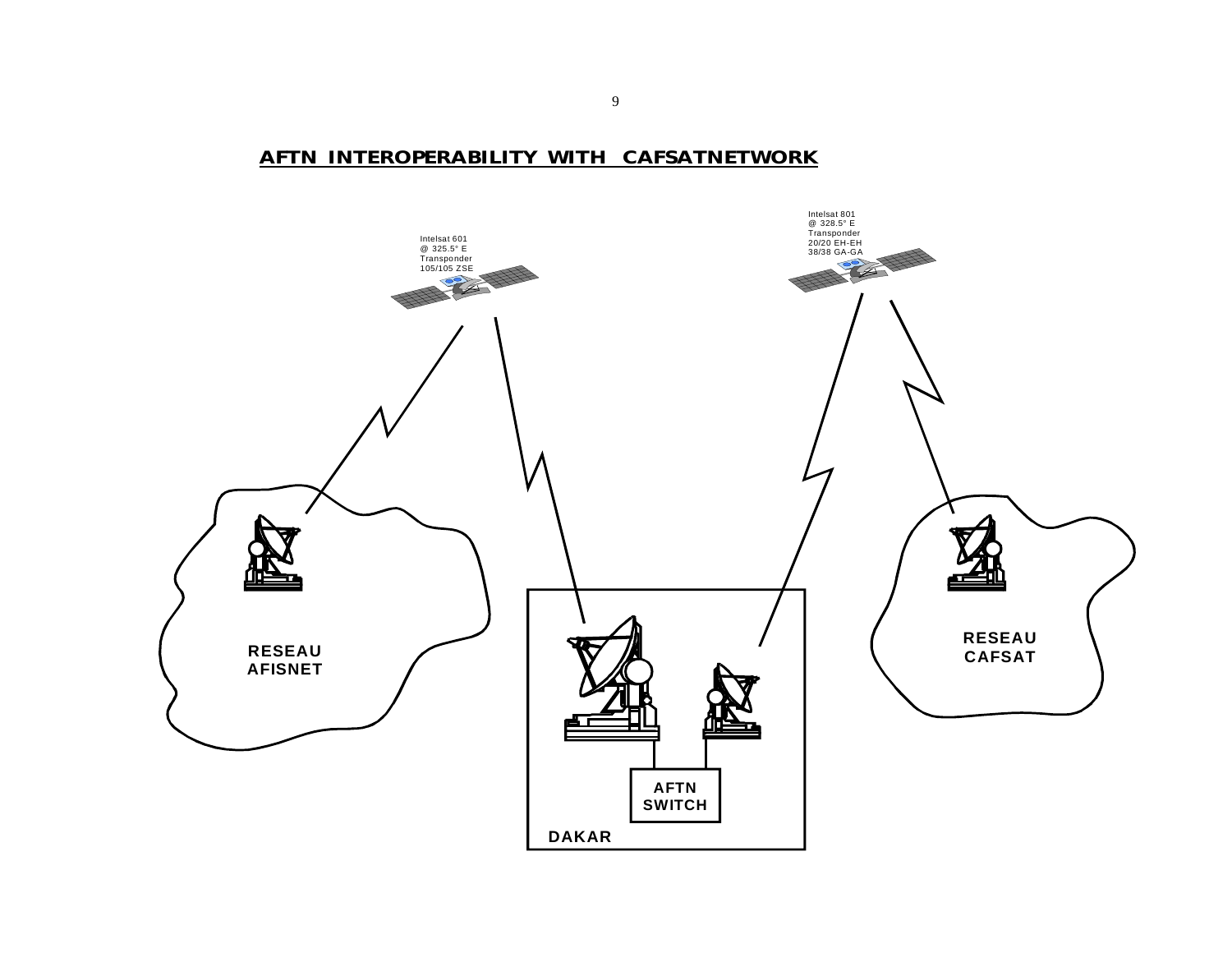## AFTN INTEROPERABILITY WITH CAFSATNETWORK

Intelsat 601
@ 325.5° E
Transponder
105/105 ZSE

Intelsat 801
@ 328.5° E
Transponder
20/20 EH-EH
38/38 GA-GA

RESEAU
AFISNET

RESEAU
CAFSAT

AFTN
SWITCH

DAKAR